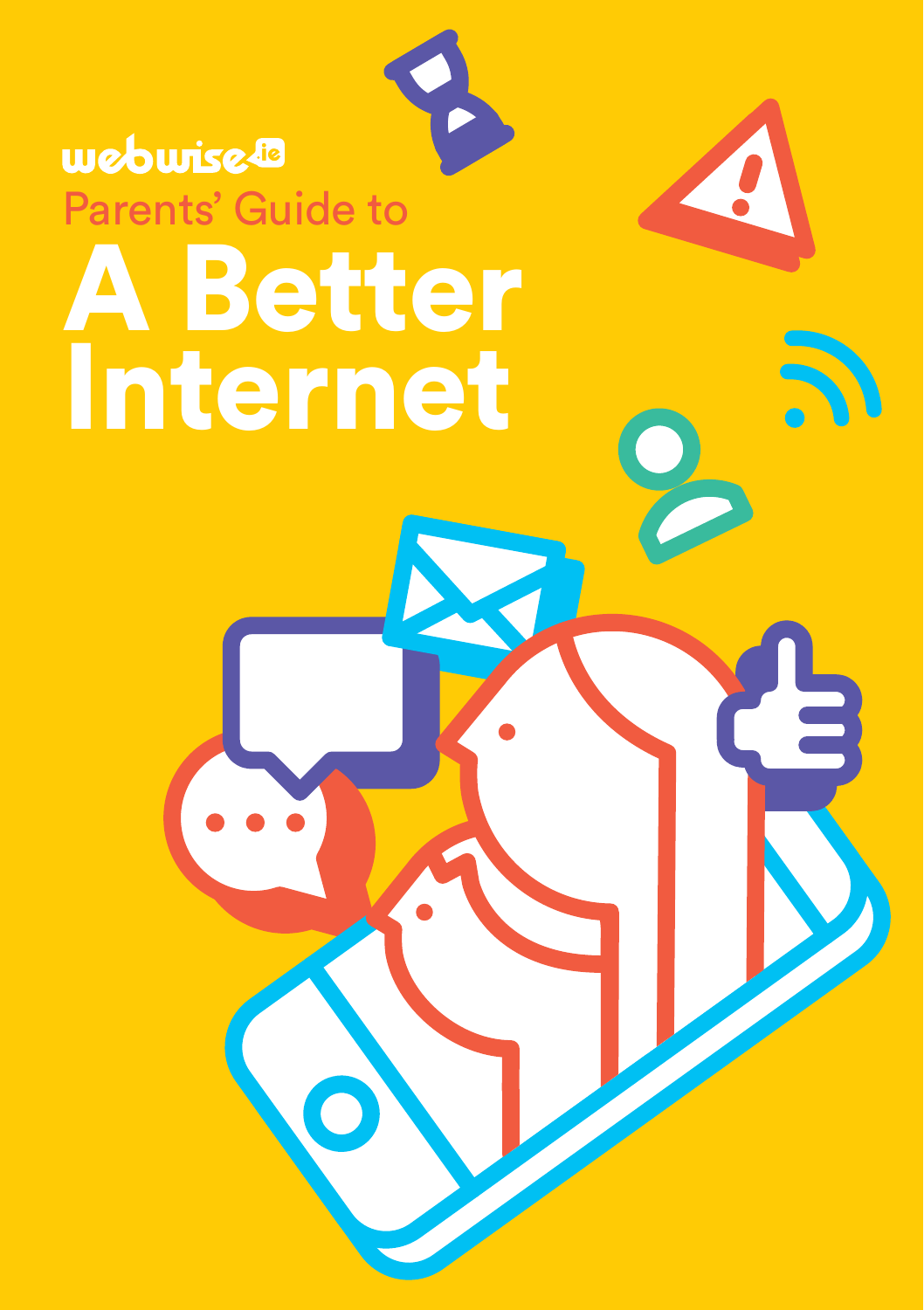webwise.ie

Parents' Guide to

# A Better Internet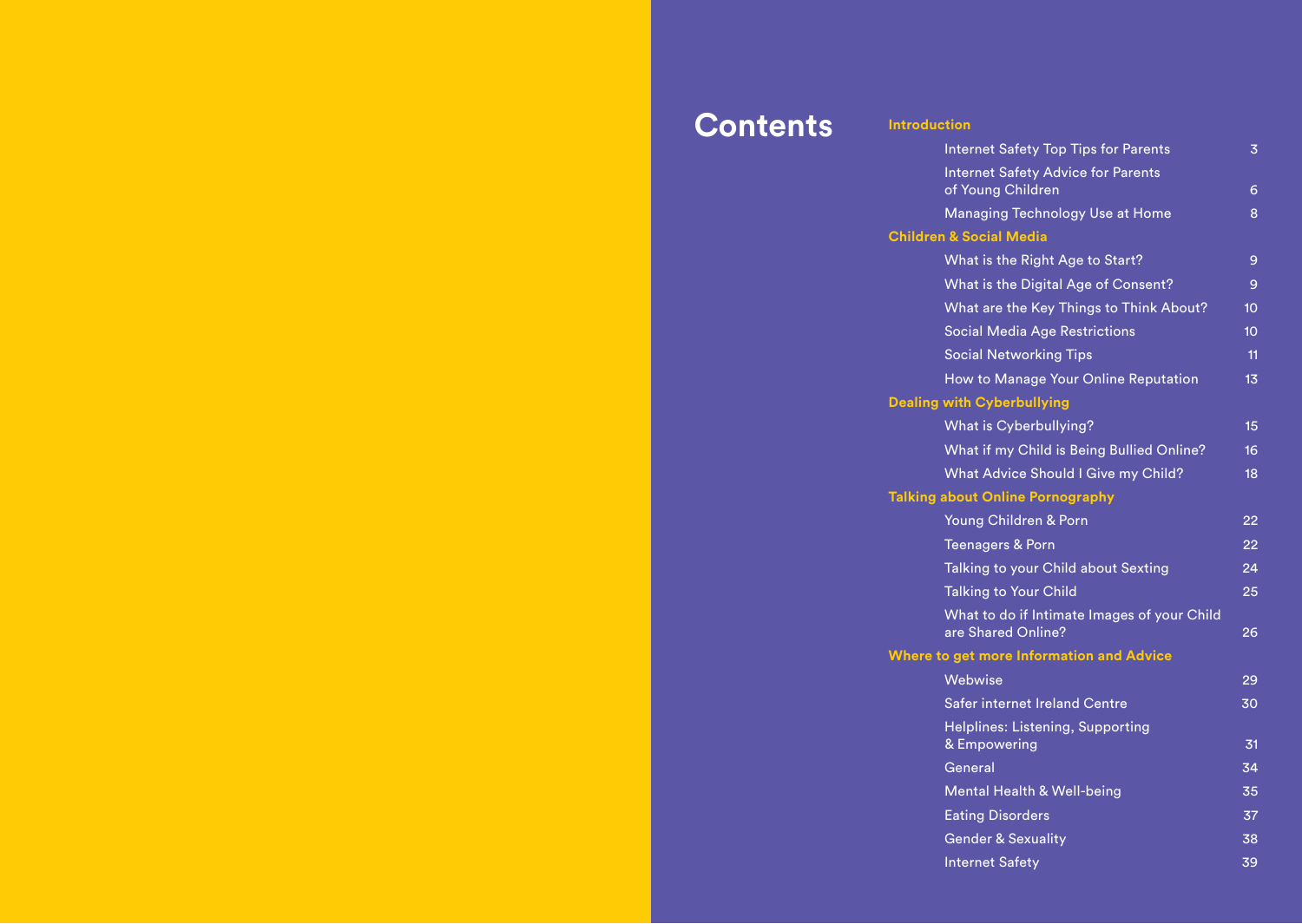# Contents

**Introduction**

| | |
|---|---|
| Internet Safety Top Tips for Parents | 3 |
| Internet Safety Advice for Parents of Young Children | 6 |
| Managing Technology Use at Home | 8 |

**Children & Social Media**

| | |
|---|---|
| What is the Right Age to Start? | 9 |
| What is the Digital Age of Consent? | 9 |
| What are the Key Things to Think About? | 10 |
| Social Media Age Restrictions | 10 |
| Social Networking Tips | 11 |
| How to Manage Your Online Reputation | 13 |

**Dealing with Cyberbullying**

| | |
|---|---|
| What is Cyberbullying? | 15 |
| What if my Child is Being Bullied Online? | 16 |
| What Advice Should I Give my Child? | 18 |

**Talking about Online Pornography**

| | |
|---|---|
| Young Children & Porn | 22 |
| Teenagers & Porn | 22 |
| Talking to your Child about Sexting | 24 |
| Talking to Your Child | 25 |
| What to do if Intimate Images of your Child are Shared Online? | 26 |

**Where to get more Information and Advice**

| | |
|---|---|
| Webwise | 29 |
| Safer internet Ireland Centre | 30 |
| Helplines: Listening, Supporting & Empowering | 31 |
| General | 34 |
| Mental Health & Well-being | 35 |
| Eating Disorders | 37 |
| Gender & Sexuality | 38 |
| Internet Safety | 39 |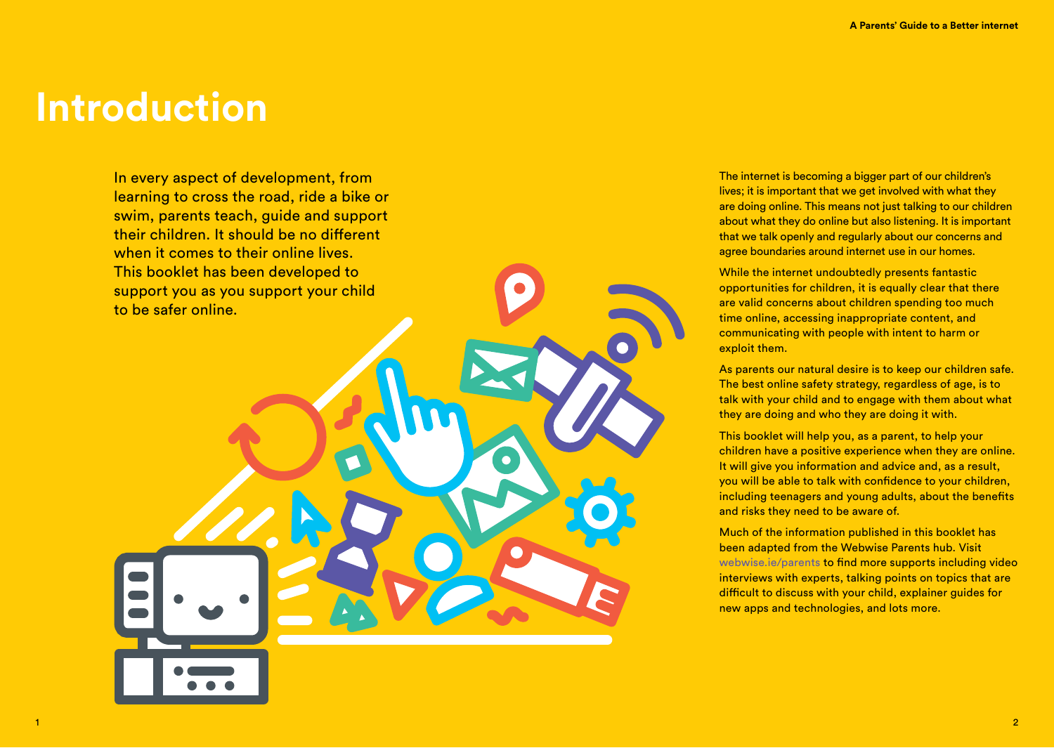# Introduction

In every aspect of development, from learning to cross the road, ride a bike or swim, parents teach, guide and support their children. It should be no different when it comes to their online lives. This booklet has been developed to support you as you support your child to be safer online.

The internet is becoming a bigger part of our children's lives; it is important that we get involved with what they are doing online. This means not just talking to our children about what they do online but also listening. It is important that we talk openly and regularly about our concerns and agree boundaries around internet use in our homes.

While the internet undoubtedly presents fantastic opportunities for children, it is equally clear that there are valid concerns about children spending too much time online, accessing inappropriate content, and communicating with people with intent to harm or exploit them.

As parents our natural desire is to keep our children safe. The best online safety strategy, regardless of age, is to talk with your child and to engage with them about what they are doing and who they are doing it with.

This booklet will help you, as a parent, to help your children have a positive experience when they are online. It will give you information and advice and, as a result, you will be able to talk with confidence to your children, including teenagers and young adults, about the benefits and risks they need to be aware of.

Much of the information published in this booklet has been adapted from the Webwise Parents hub. Visit webwise.ie/parents to find more supports including video interviews with experts, talking points on topics that are difficult to discuss with your child, explainer guides for new apps and technologies, and lots more.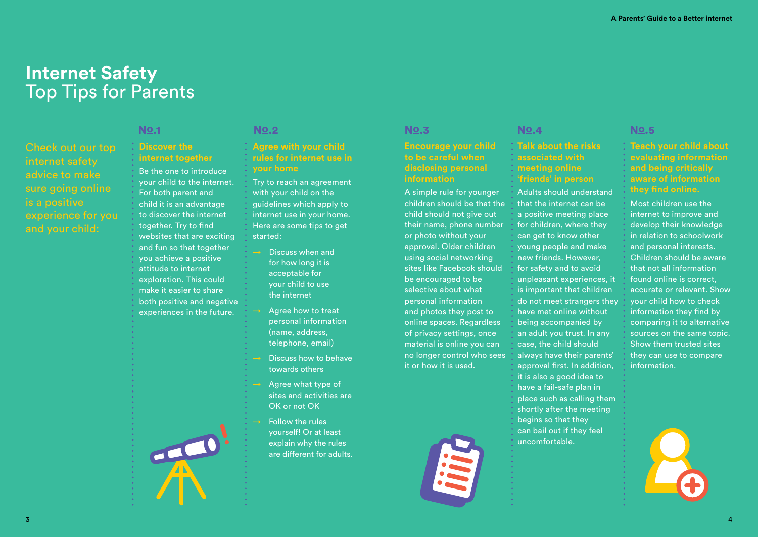# Internet Safety
## Top Tips for Parents

Check out our top internet safety advice to make sure going online is a positive experience for you and your child:

### No.1
**Discover the internet together**

Be the one to introduce your child to the internet. For both parent and child it is an advantage to discover the internet together. Try to find websites that are exciting and fun so that together you achieve a positive attitude to internet exploration. This could make it easier to share both positive and negative experiences in the future.

### No.2
**Agree with your child rules for internet use in your home**

Try to reach an agreement with your child on the guidelines which apply to internet use in your home. Here are some tips to get started:

- → Discuss when and for how long it is acceptable for your child to use the internet
- → Agree how to treat personal information (name, address, telephone, email)
- → Discuss how to behave towards others
- → Agree what type of sites and activities are OK or not OK
- → Follow the rules yourself! Or at least explain why the rules are different for adults.

### No.3
**Encourage your child to be careful when disclosing personal information**

A simple rule for younger children should be that the child should not give out their name, phone number or photo without your approval. Older children using social networking sites like Facebook should be encouraged to be selective about what personal information and photos they post to online spaces. Regardless of privacy settings, once material is online you can no longer control who sees it or how it is used.

### No.4
**Talk about the risks associated with meeting online 'friends' in person**

Adults should understand that the internet can be a positive meeting place for children, where they can get to know other young people and make new friends. However, for safety and to avoid unpleasant experiences, it is important that children do not meet strangers they have met online without being accompanied by an adult you trust. In any case, the child should always have their parents' approval first. In addition, it is also a good idea to have a fail-safe plan in place such as calling them shortly after the meeting begins so that they can bail out if they feel uncomfortable.

### No.5
**Teach your child about evaluating information and being critically aware of information they find online.**

Most children use the internet to improve and develop their knowledge in relation to schoolwork and personal interests. Children should be aware that not all information found online is correct, accurate or relevant. Show your child how to check information they find by comparing it to alternative sources on the same topic. Show them trusted sites they can use to compare information.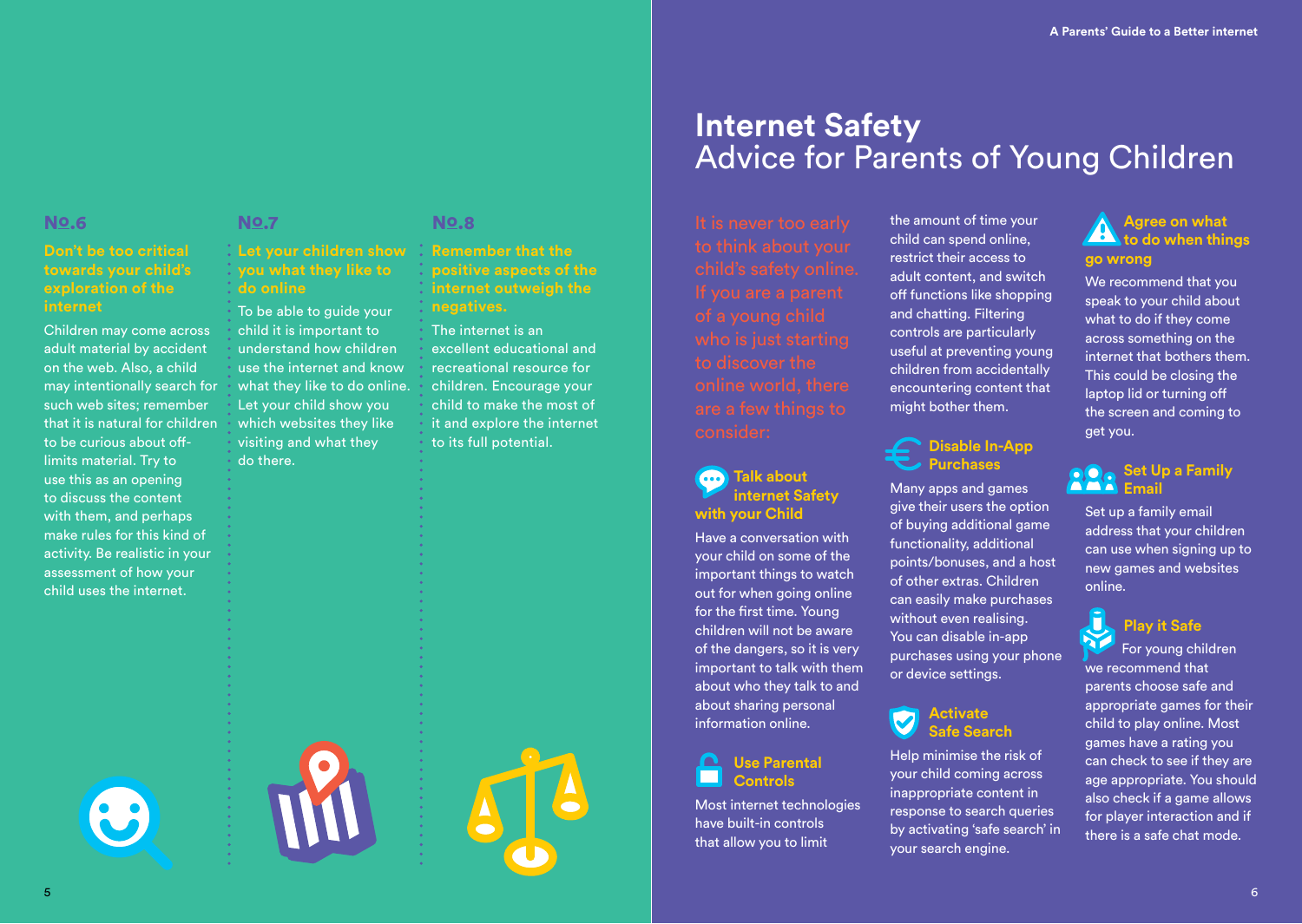## No.6

### Don't be too critical towards your child's exploration of the internet

Children may come across adult material by accident on the web. Also, a child may intentionally search for such web sites; remember that it is natural for children to be curious about off-limits material. Try to use this as an opening to discuss the content with them, and perhaps make rules for this kind of activity. Be realistic in your assessment of how your child uses the internet.

## No.7

### Let your children show you what they like to do online

To be able to guide your child it is important to understand how children use the internet and know what they like to do online. Let your child show you which websites they like visiting and what they do there.

## No.8

### Remember that the positive aspects of the internet outweigh the negatives.

The internet is an excellent educational and recreational resource for children. Encourage your child to make the most of it and explore the internet to its full potential.

# Internet Safety
## Advice for Parents of Young Children

It is never too early to think about your child's safety online. If you are a parent of a young child who is just starting to discover the online world, there are a few things to consider:

### Talk about internet Safety with your Child

Have a conversation with your child on some of the important things to watch out for when going online for the first time. Young children will not be aware of the dangers, so it is very important to talk with them about who they talk to and about sharing personal information online.

### Use Parental Controls

Most internet technologies have built-in controls that allow you to limit the amount of time your child can spend online, restrict their access to adult content, and switch off functions like shopping and chatting. Filtering controls are particularly useful at preventing young children from accidentally encountering content that might bother them.

### Disable In-App Purchases

Many apps and games give their users the option of buying additional game functionality, additional points/bonuses, and a host of other extras. Children can easily make purchases without even realising. You can disable in-app purchases using your phone or device settings.

### Activate Safe Search

Help minimise the risk of your child coming across inappropriate content in response to search queries by activating 'safe search' in your search engine.

### Agree on what to do when things go wrong

We recommend that you speak to your child about what to do if they come across something on the internet that bothers them. This could be closing the laptop lid or turning off the screen and coming to get you.

### Set Up a Family Email

Set up a family email address that your children can use when signing up to new games and websites online.

### Play it Safe

For young children we recommend that parents choose safe and appropriate games for their child to play online. Most games have a rating you can check to see if they are age appropriate. You should also check if a game allows for player interaction and if there is a safe chat mode.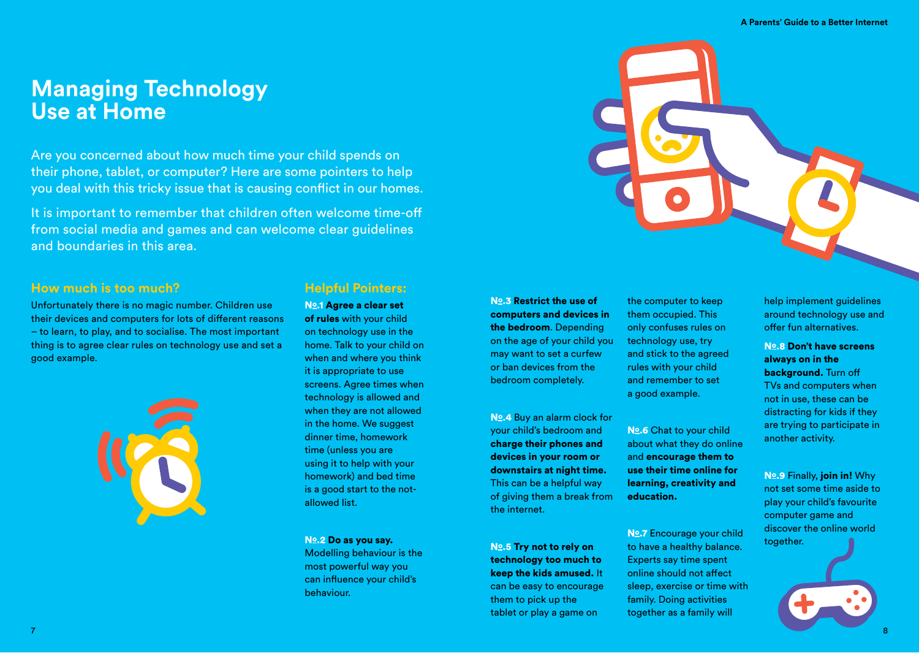# Managing Technology Use at Home

Are you concerned about how much time your child spends on their phone, tablet, or computer? Here are some pointers to help you deal with this tricky issue that is causing conflict in our homes.

It is important to remember that children often welcome time-off from social media and games and can welcome clear guidelines and boundaries in this area.

## How much is too much?

Unfortunately there is no magic number. Children use their devices and computers for lots of different reasons – to learn, to play, and to socialise. The most important thing is to agree clear rules on technology use and set a good example.

## Helpful Pointers:

**№.1 Agree a clear set of rules** with your child on technology use in the home. Talk to your child on when and where you think it is appropriate to use screens. Agree times when technology is allowed and when they are not allowed in the home. We suggest dinner time, homework time (unless you are using it to help with your homework) and bed time is a good start to the not-allowed list.

**№.2 Do as you say.** Modelling behaviour is the most powerful way you can influence your child's behaviour.

**№.3 Restrict the use of computers and devices in the bedroom**. Depending on the age of your child you may want to set a curfew or ban devices from the bedroom completely.

**№.4** Buy an alarm clock for your child's bedroom and **charge their phones and devices in your room or downstairs at night time.** This can be a helpful way of giving them a break from the internet.

**№.5 Try not to rely on technology too much to keep the kids amused.** It can be easy to encourage them to pick up the tablet or play a game on the computer to keep them occupied. This only confuses rules on technology use, try and stick to the agreed rules with your child and remember to set a good example.

**№.6** Chat to your child about what they do online and **encourage them to use their time online for learning, creativity and education.**

**№.7** Encourage your child to have a healthy balance. Experts say time spent online should not affect sleep, exercise or time with family. Doing activities together as a family will help implement guidelines around technology use and offer fun alternatives.

**№.8 Don't have screens always on in the background.** Turn off TVs and computers when not in use, these can be distracting for kids if they are trying to participate in another activity.

**№.9** Finally, **join in!** Why not set some time aside to play your child's favourite computer game and discover the online world together.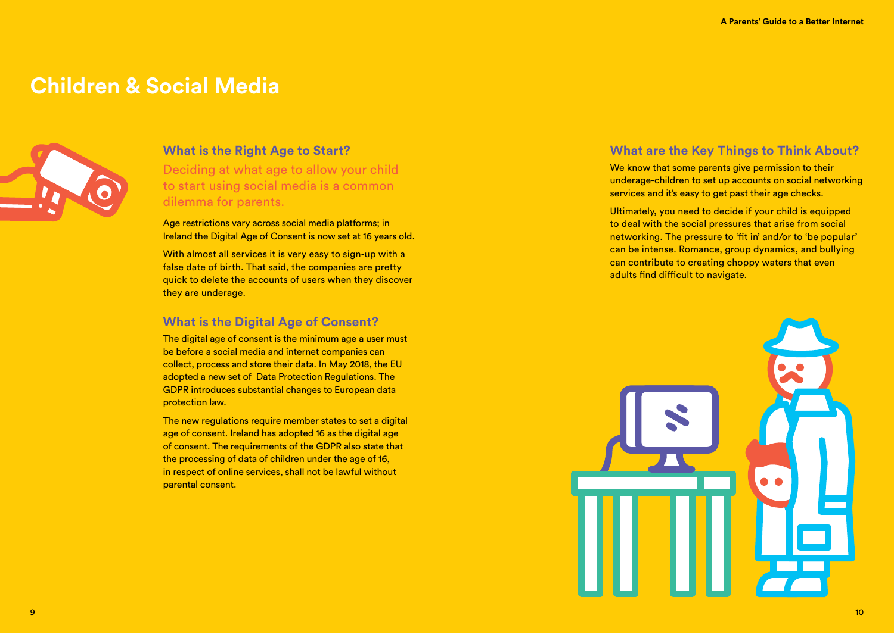# Children & Social Media

## What is the Right Age to Start?

Deciding at what age to allow your child to start using social media is a common dilemma for parents.

Age restrictions vary across social media platforms; in Ireland the Digital Age of Consent is now set at 16 years old.

With almost all services it is very easy to sign-up with a false date of birth. That said, the companies are pretty quick to delete the accounts of users when they discover they are underage.

## What is the Digital Age of Consent?

The digital age of consent is the minimum age a user must be before a social media and internet companies can collect, process and store their data. In May 2018, the EU adopted a new set of Data Protection Regulations. The GDPR introduces substantial changes to European data protection law.

The new regulations require member states to set a digital age of consent. Ireland has adopted 16 as the digital age of consent. The requirements of the GDPR also state that the processing of data of children under the age of 16, in respect of online services, shall not be lawful without parental consent.

## What are the Key Things to Think About?

We know that some parents give permission to their underage-children to set up accounts on social networking services and it's easy to get past their age checks.

Ultimately, you need to decide if your child is equipped to deal with the social pressures that arise from social networking. The pressure to 'fit in' and/or to 'be popular' can be intense. Romance, group dynamics, and bullying can contribute to creating choppy waters that even adults find difficult to navigate.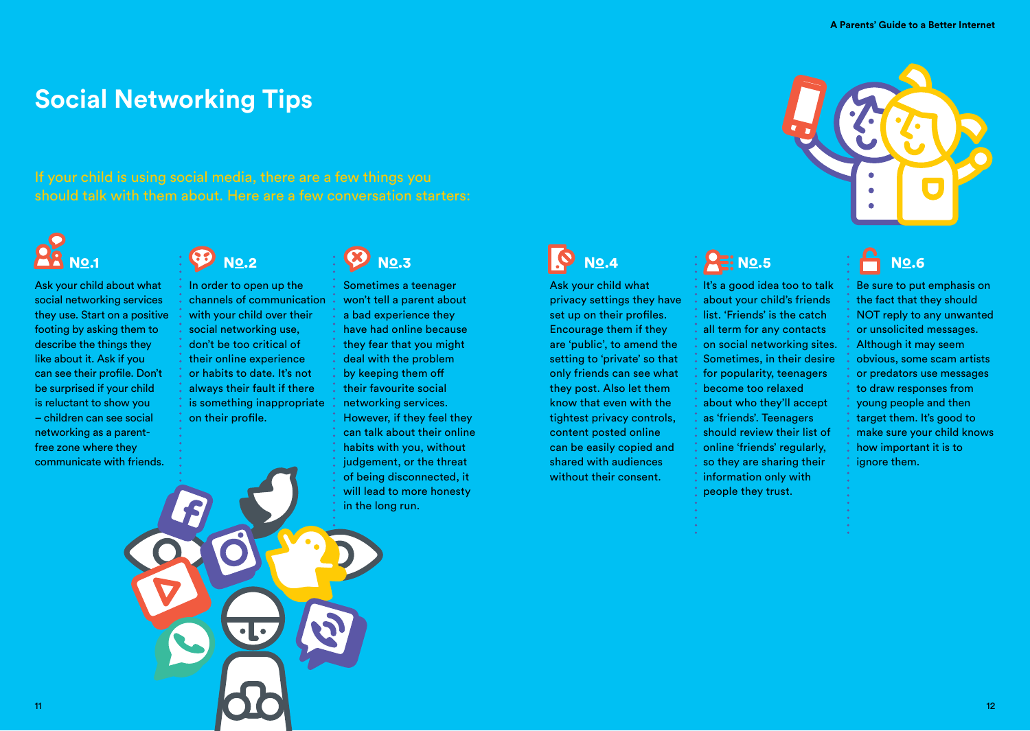# Social Networking Tips

If your child is using social media, there are a few things you should talk with them about. Here are a few conversation starters:

### No.1

Ask your child about what social networking services they use. Start on a positive footing by asking them to describe the things they like about it. Ask if you can see their profile. Don't be surprised if your child is reluctant to show you – children can see social networking as a parent-free zone where they communicate with friends.

### No.2

In order to open up the channels of communication with your child over their social networking use, don't be too critical of their online experience or habits to date. It's not always their fault if there is something inappropriate on their profile.

### No.3

Sometimes a teenager won't tell a parent about a bad experience they have had online because they fear that you might deal with the problem by keeping them off their favourite social networking services. However, if they feel they can talk about their online habits with you, without judgement, or the threat of being disconnected, it will lead to more honesty in the long run.

### No.4

Ask your child what privacy settings they have set up on their profiles. Encourage them if they are 'public', to amend the setting to 'private' so that only friends can see what they post. Also let them know that even with the tightest privacy controls, content posted online can be easily copied and shared with audiences without their consent.

### No.5

It's a good idea too to talk about your child's friends list. 'Friends' is the catch all term for any contacts on social networking sites. Sometimes, in their desire for popularity, teenagers become too relaxed about who they'll accept as 'friends'. Teenagers should review their list of online 'friends' regularly, so they are sharing their information only with people they trust.

### No.6

Be sure to put emphasis on the fact that they should NOT reply to any unwanted or unsolicited messages. Although it may seem obvious, some scam artists or predators use messages to draw responses from young people and then target them. It's good to make sure your child knows how important it is to ignore them.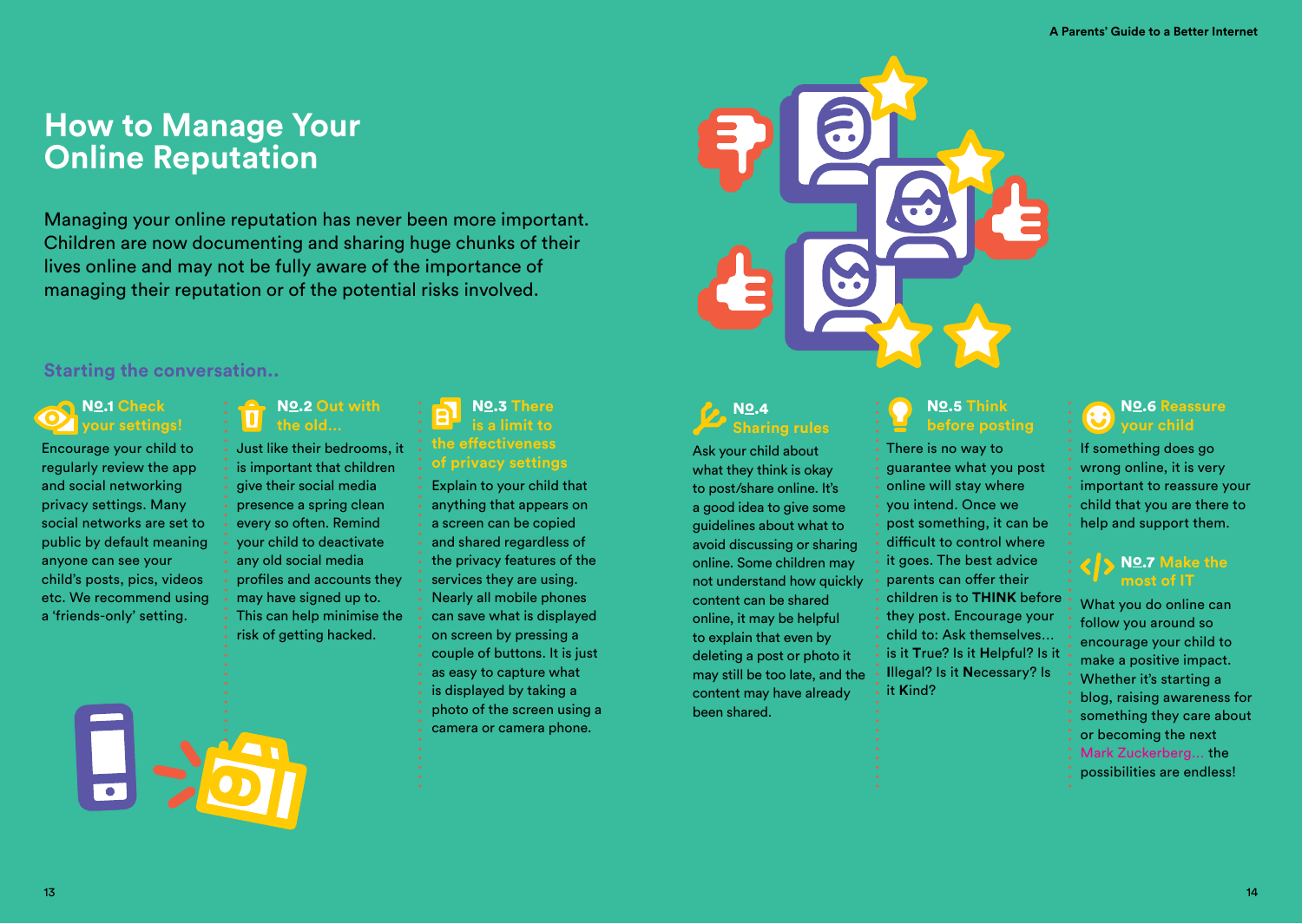# How to Manage Your Online Reputation

Managing your online reputation has never been more important. Children are now documenting and sharing huge chunks of their lives online and may not be fully aware of the importance of managing their reputation or of the potential risks involved.

## Starting the conversation..

### No.1 Check your settings!

Encourage your child to regularly review the app and social networking privacy settings. Many social networks are set to public by default meaning anyone can see your child's posts, pics, videos etc. We recommend using a 'friends-only' setting.

### No.2 Out with the old...

Just like their bedrooms, it is important that children give their social media presence a spring clean every so often. Remind your child to deactivate any old social media profiles and accounts they may have signed up to. This can help minimise the risk of getting hacked.

### No.3 There is a limit to the effectiveness of privacy settings

Explain to your child that anything that appears on a screen can be copied and shared regardless of the privacy features of the services they are using. Nearly all mobile phones can save what is displayed on screen by pressing a couple of buttons. It is just as easy to capture what is displayed by taking a photo of the screen using a camera or camera phone.

### No.4 Sharing rules

Ask your child about what they think is okay to post/share online. It's a good idea to give some guidelines about what to avoid discussing or sharing online. Some children may not understand how quickly content can be shared online, it may be helpful to explain that even by deleting a post or photo it may still be too late, and the content may have already been shared.

### No.5 Think before posting

There is no way to guarantee what you post online will stay where you intend. Once we post something, it can be difficult to control where it goes. The best advice parents can offer their children is to **THINK** before they post. Encourage your child to: Ask themselves... is it **T**rue? Is it **H**elpful? Is it **I**llegal? Is it **N**ecessary? Is it **K**ind?

### No.6 Reassure your child

If something does go wrong online, it is very important to reassure your child that you are there to help and support them.

### No.7 Make the most of IT

What you do online can follow you around so encourage your child to make a positive impact. Whether it's starting a blog, raising awareness for something they care about or becoming the next Mark Zuckerberg... the possibilities are endless!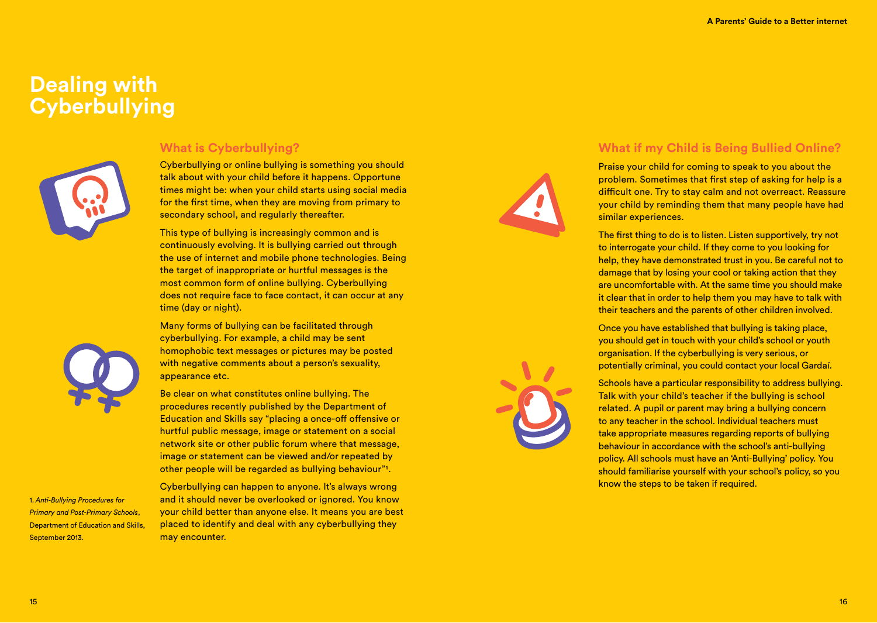# Dealing with Cyberbullying

## What is Cyberbullying?

Cyberbullying or online bullying is something you should talk about with your child before it happens. Opportune times might be: when your child starts using social media for the first time, when they are moving from primary to secondary school, and regularly thereafter.

This type of bullying is increasingly common and is continuously evolving. It is bullying carried out through the use of internet and mobile phone technologies. Being the target of inappropriate or hurtful messages is the most common form of online bullying. Cyberbullying does not require face to face contact, it can occur at any time (day or night).

Many forms of bullying can be facilitated through cyberbullying. For example, a child may be sent homophobic text messages or pictures may be posted with negative comments about a person's sexuality, appearance etc.

Be clear on what constitutes online bullying. The procedures recently published by the Department of Education and Skills say "placing a once-off offensive or hurtful public message, image or statement on a social network site or other public forum where that message, image or statement can be viewed and/or repeated by other people will be regarded as bullying behaviour"[1].

Cyberbullying can happen to anyone. It's always wrong and it should never be overlooked or ignored. You know your child better than anyone else. It means you are best placed to identify and deal with any cyberbullying they may encounter.

1. *Anti-Bullying Procedures for Primary and Post-Primary Schools*, Department of Education and Skills, September 2013.

## What if my Child is Being Bullied Online?

Praise your child for coming to speak to you about the problem. Sometimes that first step of asking for help is a difficult one. Try to stay calm and not overreact. Reassure your child by reminding them that many people have had similar experiences.

The first thing to do is to listen. Listen supportively, try not to interrogate your child. If they come to you looking for help, they have demonstrated trust in you. Be careful not to damage that by losing your cool or taking action that they are uncomfortable with. At the same time you should make it clear that in order to help them you may have to talk with their teachers and the parents of other children involved.

Once you have established that bullying is taking place, you should get in touch with your child's school or youth organisation. If the cyberbullying is very serious, or potentially criminal, you could contact your local Gardaí.

Schools have a particular responsibility to address bullying. Talk with your child's teacher if the bullying is school related. A pupil or parent may bring a bullying concern to any teacher in the school. Individual teachers must take appropriate measures regarding reports of bullying behaviour in accordance with the school's anti-bullying policy. All schools must have an 'Anti-Bullying' policy. You should familiarise yourself with your school's policy, so you know the steps to be taken if required.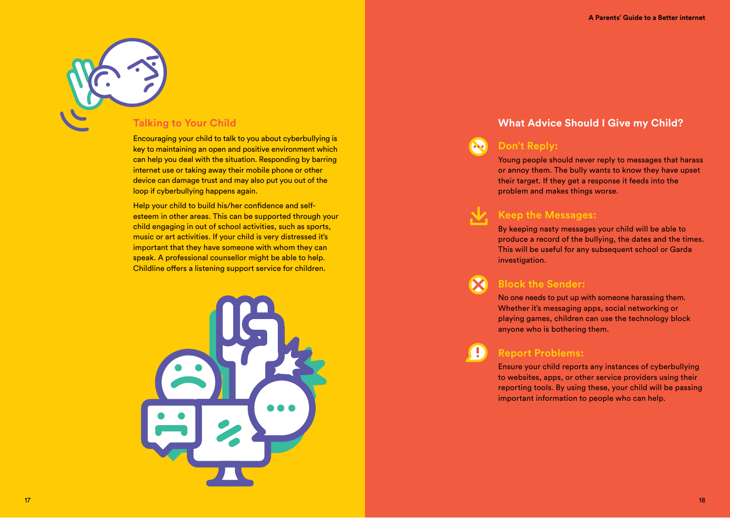## Talking to Your Child

Encouraging your child to talk to you about cyberbullying is key to maintaining an open and positive environment which can help you deal with the situation. Responding by barring internet use or taking away their mobile phone or other device can damage trust and may also put you out of the loop if cyberbullying happens again.

Help your child to build his/her confidence and self-esteem in other areas. This can be supported through your child engaging in out of school activities, such as sports, music or art activities. If your child is very distressed it's important that they have someone with whom they can speak. A professional counsellor might be able to help. Childline offers a listening support service for children.

## What Advice Should I Give my Child?

### Don't Reply:

Young people should never reply to messages that harass or annoy them. The bully wants to know they have upset their target. If they get a response it feeds into the problem and makes things worse.

### Keep the Messages:

By keeping nasty messages your child will be able to produce a record of the bullying, the dates and the times. This will be useful for any subsequent school or Garda investigation.

### Block the Sender:

No one needs to put up with someone harassing them. Whether it's messaging apps, social networking or playing games, children can use the technology block anyone who is bothering them.

### Report Problems:

Ensure your child reports any instances of cyberbullying to websites, apps, or other service providers using their reporting tools. By using these, your child will be passing important information to people who can help.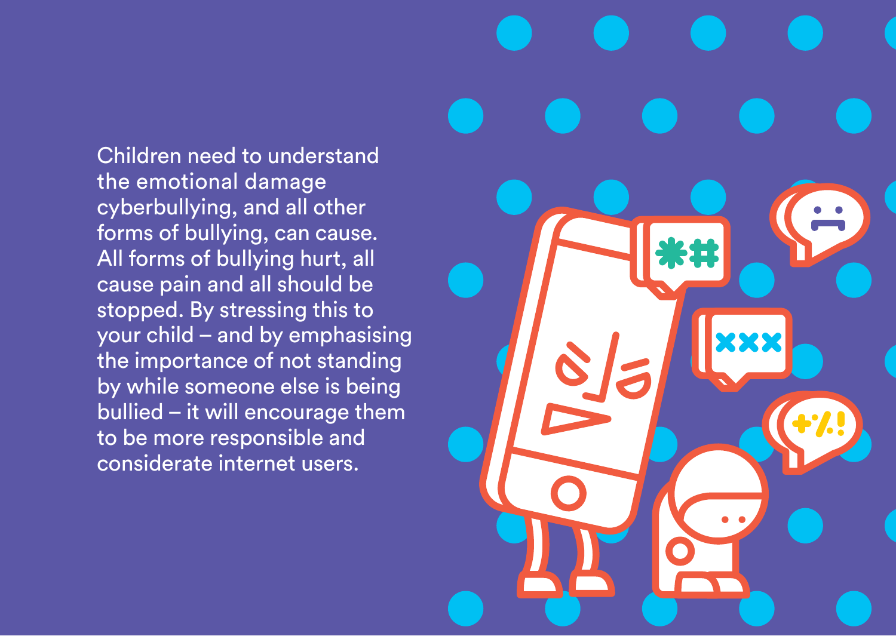Children need to understand the emotional damage cyberbullying, and all other forms of bullying, can cause. All forms of bullying hurt, all cause pain and all should be stopped. By stressing this to your child – and by emphasising the importance of not standing by while someone else is being bullied – it will encourage them to be more responsible and considerate internet users.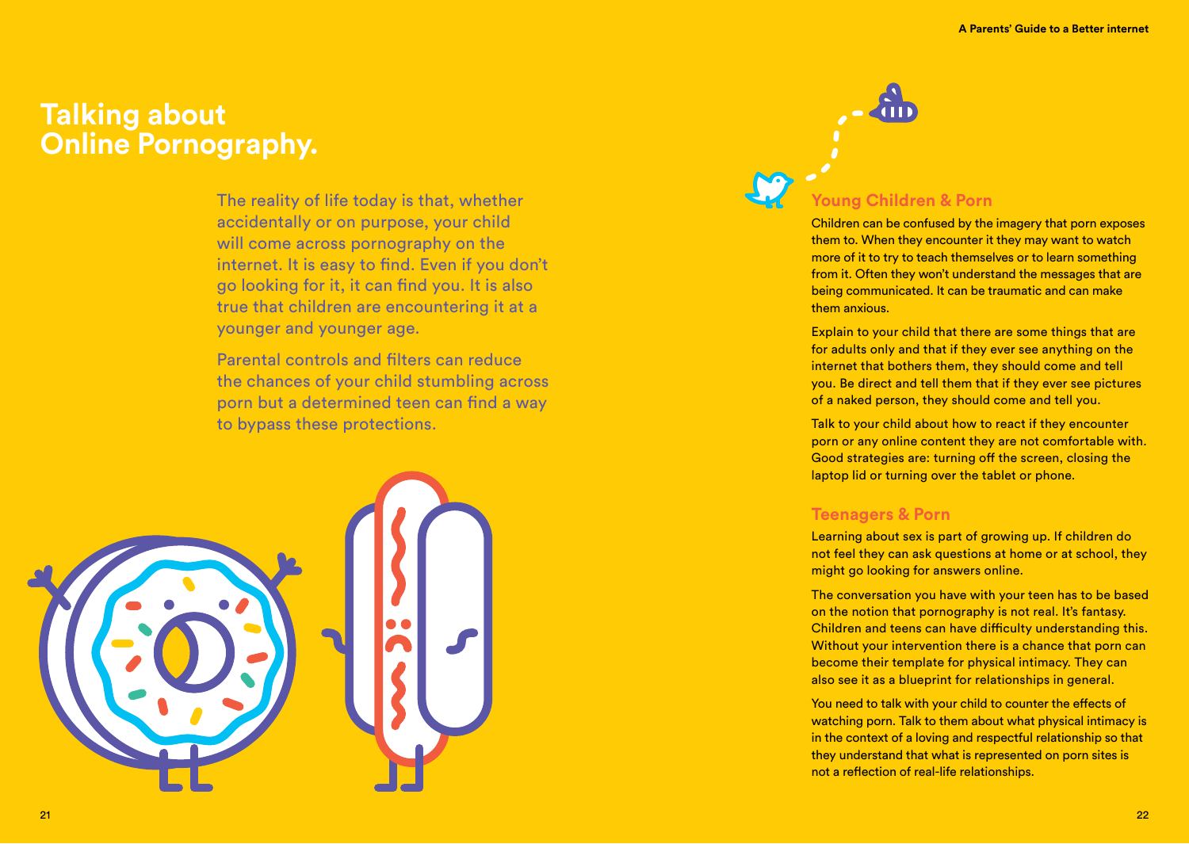# Talking about Online Pornography.

The reality of life today is that, whether accidentally or on purpose, your child will come across pornography on the internet. It is easy to find. Even if you don't go looking for it, it can find you. It is also true that children are encountering it at a younger and younger age.

Parental controls and filters can reduce the chances of your child stumbling across porn but a determined teen can find a way to bypass these protections.

## Young Children & Porn

Children can be confused by the imagery that porn exposes them to. When they encounter it they may want to watch more of it to try to teach themselves or to learn something from it. Often they won't understand the messages that are being communicated. It can be traumatic and can make them anxious.

Explain to your child that there are some things that are for adults only and that if they ever see anything on the internet that bothers them, they should come and tell you. Be direct and tell them that if they ever see pictures of a naked person, they should come and tell you.

Talk to your child about how to react if they encounter porn or any online content they are not comfortable with. Good strategies are: turning off the screen, closing the laptop lid or turning over the tablet or phone.

## Teenagers & Porn

Learning about sex is part of growing up. If children do not feel they can ask questions at home or at school, they might go looking for answers online.

The conversation you have with your teen has to be based on the notion that pornography is not real. It's fantasy. Children and teens can have difficulty understanding this. Without your intervention there is a chance that porn can become their template for physical intimacy. They can also see it as a blueprint for relationships in general.

You need to talk with your child to counter the effects of watching porn. Talk to them about what physical intimacy is in the context of a loving and respectful relationship so that they understand that what is represented on porn sites is not a reflection of real-life relationships.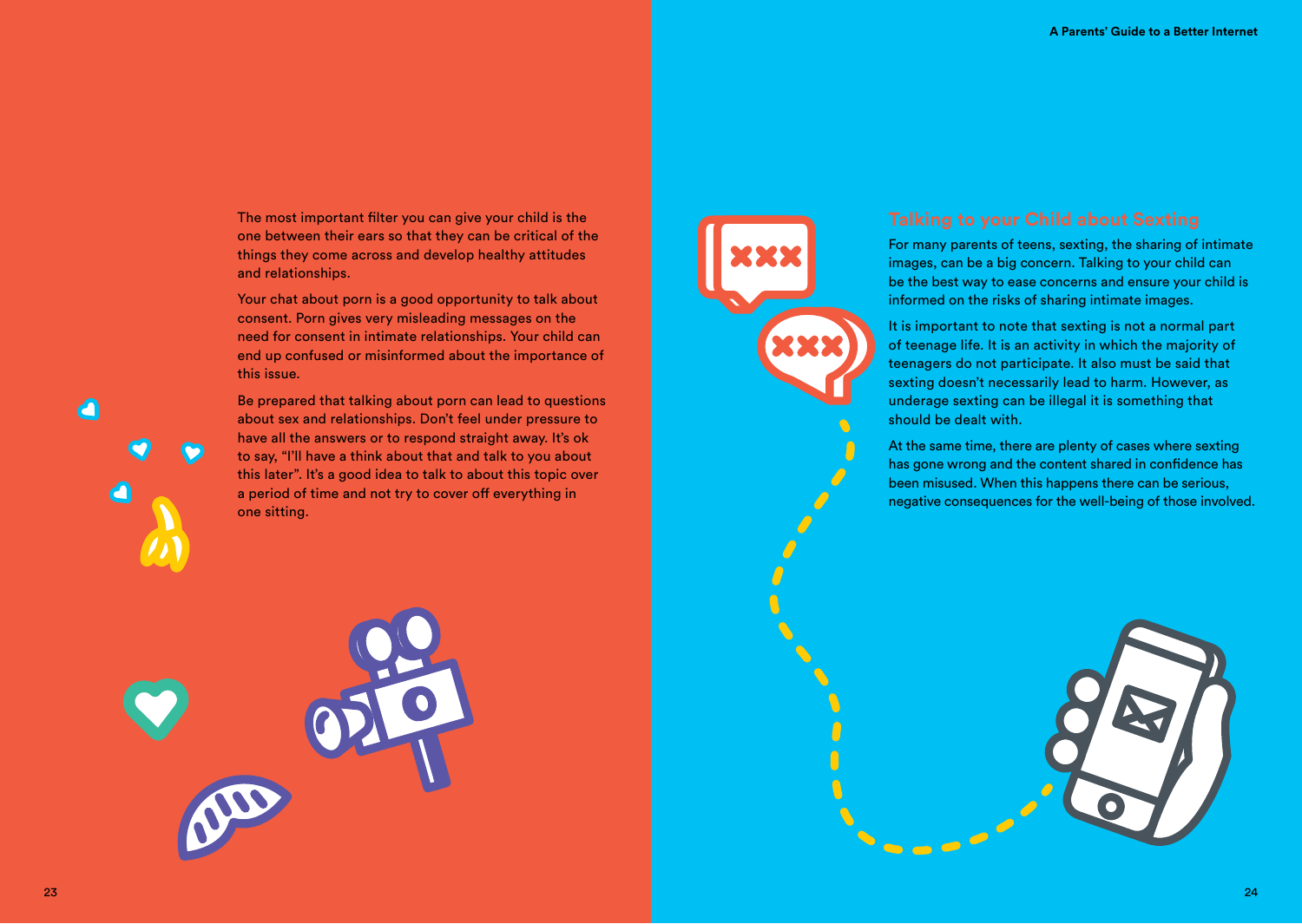The most important filter you can give your child is the one between their ears so that they can be critical of the things they come across and develop healthy attitudes and relationships.

Your chat about porn is a good opportunity to talk about consent. Porn gives very misleading messages on the need for consent in intimate relationships. Your child can end up confused or misinformed about the importance of this issue.

Be prepared that talking about porn can lead to questions about sex and relationships. Don't feel under pressure to have all the answers or to respond straight away. It's ok to say, "I'll have a think about that and talk to you about this later". It's a good idea to talk to about this topic over a period of time and not try to cover off everything in one sitting.

## Talking to your Child about Sexting

For many parents of teens, sexting, the sharing of intimate images, can be a big concern. Talking to your child can be the best way to ease concerns and ensure your child is informed on the risks of sharing intimate images.

It is important to note that sexting is not a normal part of teenage life. It is an activity in which the majority of teenagers do not participate. It also must be said that sexting doesn't necessarily lead to harm. However, as underage sexting can be illegal it is something that should be dealt with.

At the same time, there are plenty of cases where sexting has gone wrong and the content shared in confidence has been misused. When this happens there can be serious, negative consequences for the well-being of those involved.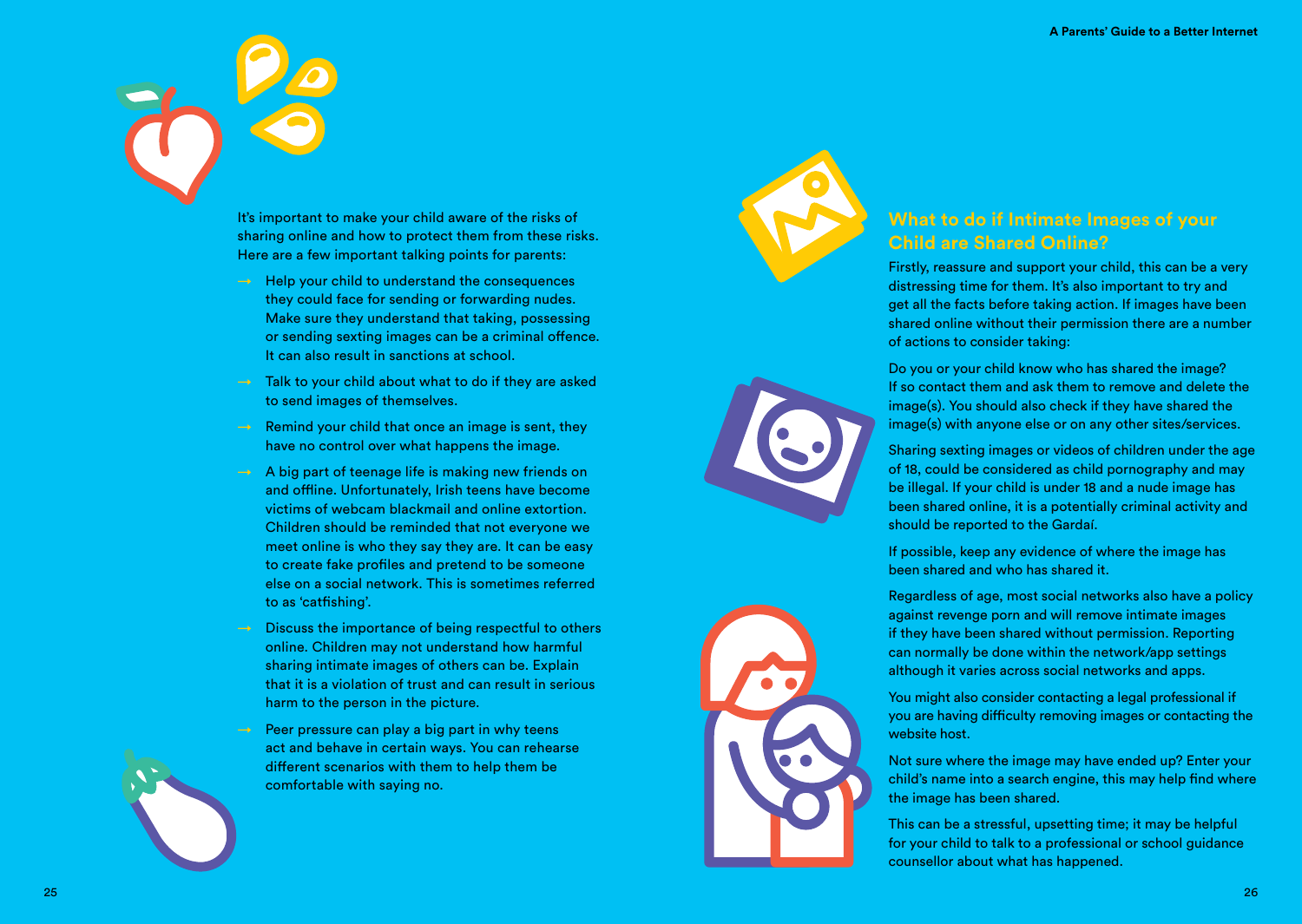It's important to make your child aware of the risks of sharing online and how to protect them from these risks. Here are a few important talking points for parents:

- Help your child to understand the consequences they could face for sending or forwarding nudes. Make sure they understand that taking, possessing or sending sexting images can be a criminal offence. It can also result in sanctions at school.
- Talk to your child about what to do if they are asked to send images of themselves.
- Remind your child that once an image is sent, they have no control over what happens the image.
- A big part of teenage life is making new friends on and offline. Unfortunately, Irish teens have become victims of webcam blackmail and online extortion. Children should be reminded that not everyone we meet online is who they say they are. It can be easy to create fake profiles and pretend to be someone else on a social network. This is sometimes referred to as 'catfishing'.
- Discuss the importance of being respectful to others online. Children may not understand how harmful sharing intimate images of others can be. Explain that it is a violation of trust and can result in serious harm to the person in the picture.
- Peer pressure can play a big part in why teens act and behave in certain ways. You can rehearse different scenarios with them to help them be comfortable with saying no.

## What to do if Intimate Images of your Child are Shared Online?

Firstly, reassure and support your child, this can be a very distressing time for them. It's also important to try and get all the facts before taking action. If images have been shared online without their permission there are a number of actions to consider taking:

Do you or your child know who has shared the image? If so contact them and ask them to remove and delete the image(s). You should also check if they have shared the image(s) with anyone else or on any other sites/services.

Sharing sexting images or videos of children under the age of 18, could be considered as child pornography and may be illegal. If your child is under 18 and a nude image has been shared online, it is a potentially criminal activity and should be reported to the Gardaí.

If possible, keep any evidence of where the image has been shared and who has shared it.

Regardless of age, most social networks also have a policy against revenge porn and will remove intimate images if they have been shared without permission. Reporting can normally be done within the network/app settings although it varies across social networks and apps.

You might also consider contacting a legal professional if you are having difficulty removing images or contacting the website host.

Not sure where the image may have ended up? Enter your child's name into a search engine, this may help find where the image has been shared.

This can be a stressful, upsetting time; it may be helpful for your child to talk to a professional or school guidance counsellor about what has happened.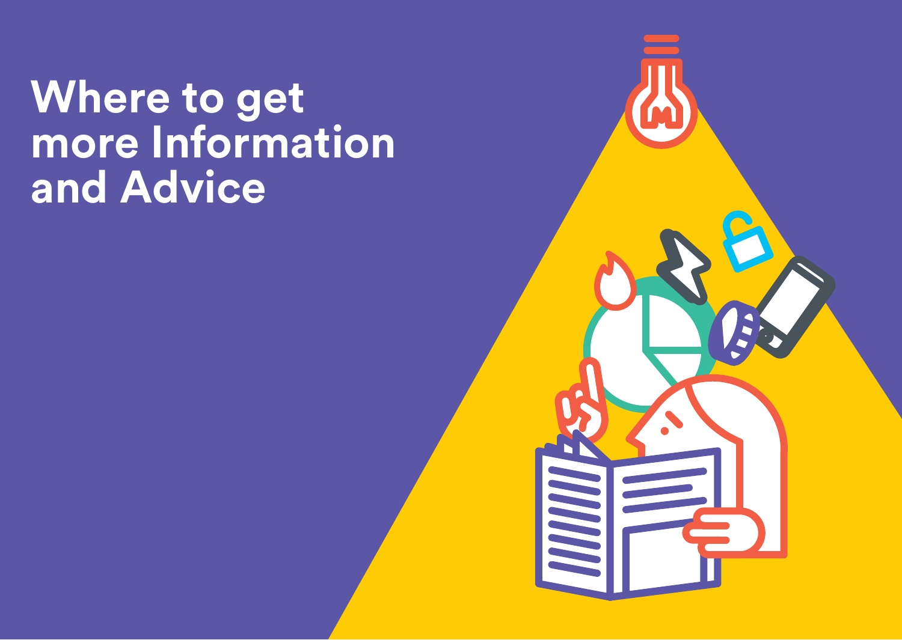# Where to get more Information and Advice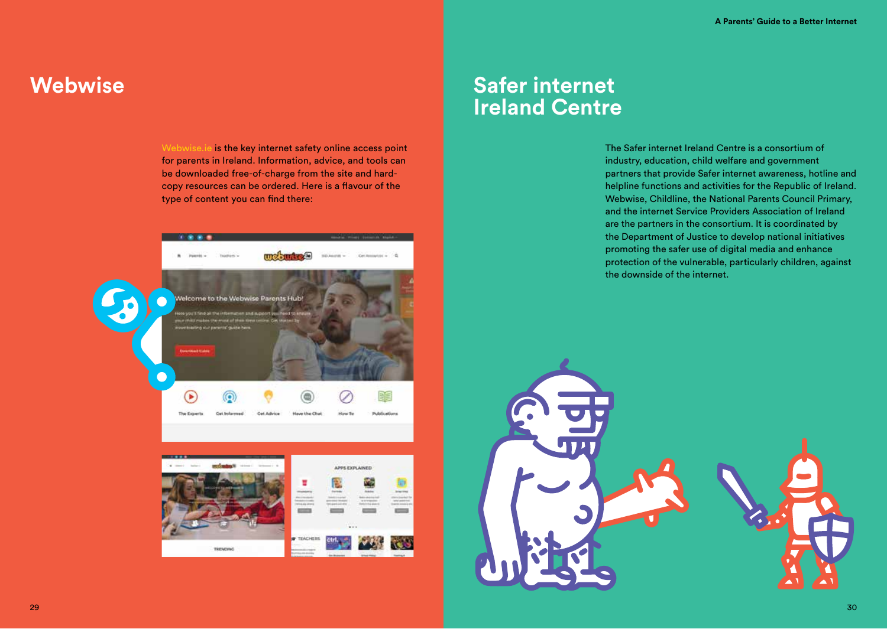# Webwise

Webwise.ie is the key internet safety online access point for parents in Ireland. Information, advice, and tools can be downloaded free-of-charge from the site and hard-copy resources can be ordered. Here is a flavour of the type of content you can find there:

# Safer internet Ireland Centre

The Safer internet Ireland Centre is a consortium of industry, education, child welfare and government partners that provide Safer internet awareness, hotline and helpline functions and activities for the Republic of Ireland. Webwise, Childline, the National Parents Council Primary, and the internet Service Providers Association of Ireland are the partners in the consortium. It is coordinated by the Department of Justice to develop national initiatives promoting the safer use of digital media and enhance protection of the vulnerable, particularly children, against the downside of the internet.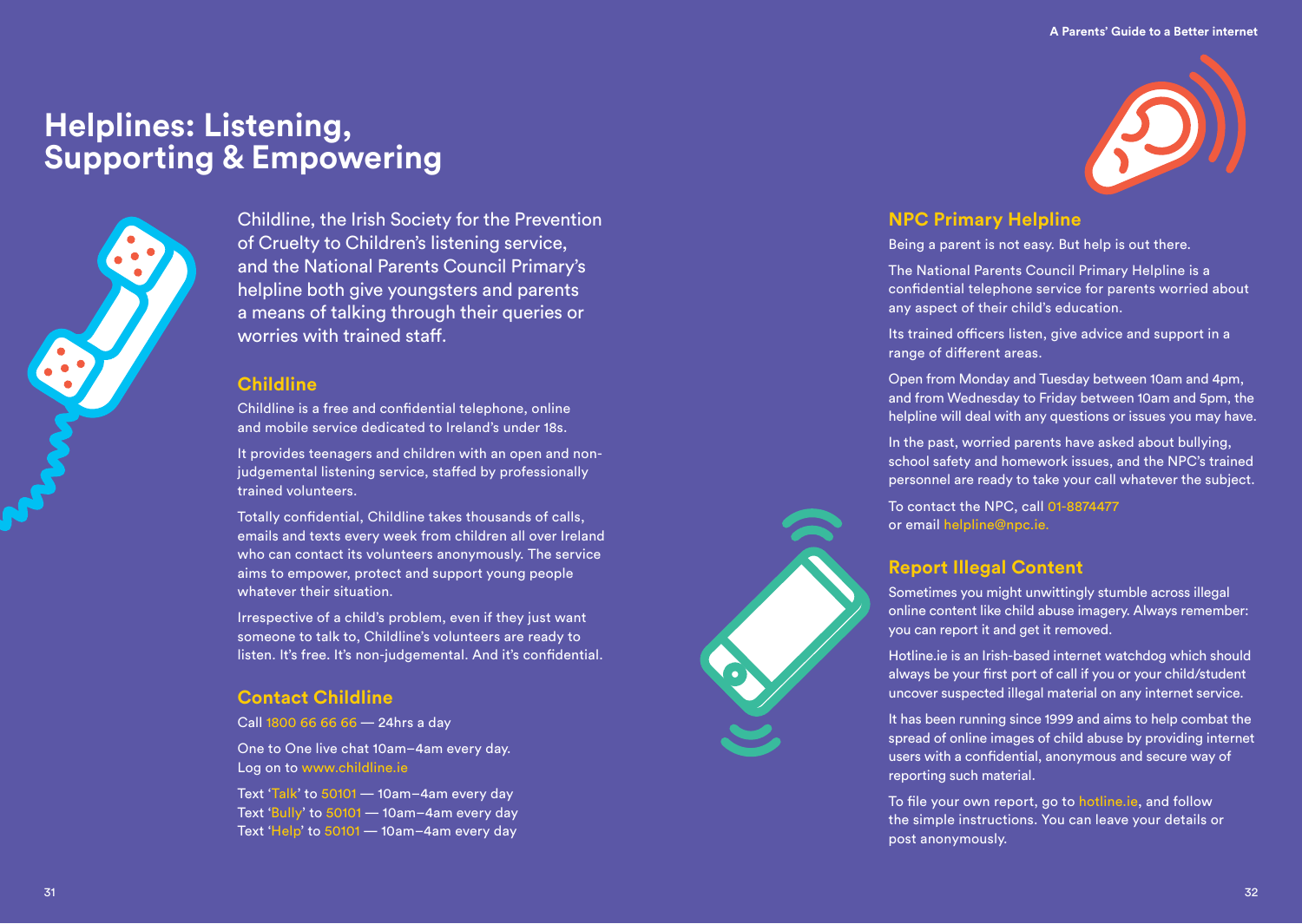# Helplines: Listening, Supporting & Empowering

Childline, the Irish Society for the Prevention of Cruelty to Children's listening service, and the National Parents Council Primary's helpline both give youngsters and parents a means of talking through their queries or worries with trained staff.

## Childline

Childline is a free and confidential telephone, online and mobile service dedicated to Ireland's under 18s.

It provides teenagers and children with an open and non-judgemental listening service, staffed by professionally trained volunteers.

Totally confidential, Childline takes thousands of calls, emails and texts every week from children all over Ireland who can contact its volunteers anonymously. The service aims to empower, protect and support young people whatever their situation.

Irrespective of a child's problem, even if they just want someone to talk to, Childline's volunteers are ready to listen. It's free. It's non-judgemental. And it's confidential.

## Contact Childline

Call 1800 66 66 66 — 24hrs a day

One to One live chat 10am–4am every day.
Log on to www.childline.ie

Text 'Talk' to 50101 — 10am–4am every day
Text 'Bully' to 50101 — 10am–4am every day
Text 'Help' to 50101 — 10am–4am every day

## NPC Primary Helpline

Being a parent is not easy. But help is out there.

The National Parents Council Primary Helpline is a confidential telephone service for parents worried about any aspect of their child's education.

Its trained officers listen, give advice and support in a range of different areas.

Open from Monday and Tuesday between 10am and 4pm, and from Wednesday to Friday between 10am and 5pm, the helpline will deal with any questions or issues you may have.

In the past, worried parents have asked about bullying, school safety and homework issues, and the NPC's trained personnel are ready to take your call whatever the subject.

To contact the NPC, call 01-8874477
or email helpline@npc.ie.

## Report Illegal Content

Sometimes you might unwittingly stumble across illegal online content like child abuse imagery. Always remember: you can report it and get it removed.

Hotline.ie is an Irish-based internet watchdog which should always be your first port of call if you or your child/student uncover suspected illegal material on any internet service.

It has been running since 1999 and aims to help combat the spread of online images of child abuse by providing internet users with a confidential, anonymous and secure way of reporting such material.

To file your own report, go to hotline.ie, and follow the simple instructions. You can leave your details or post anonymously.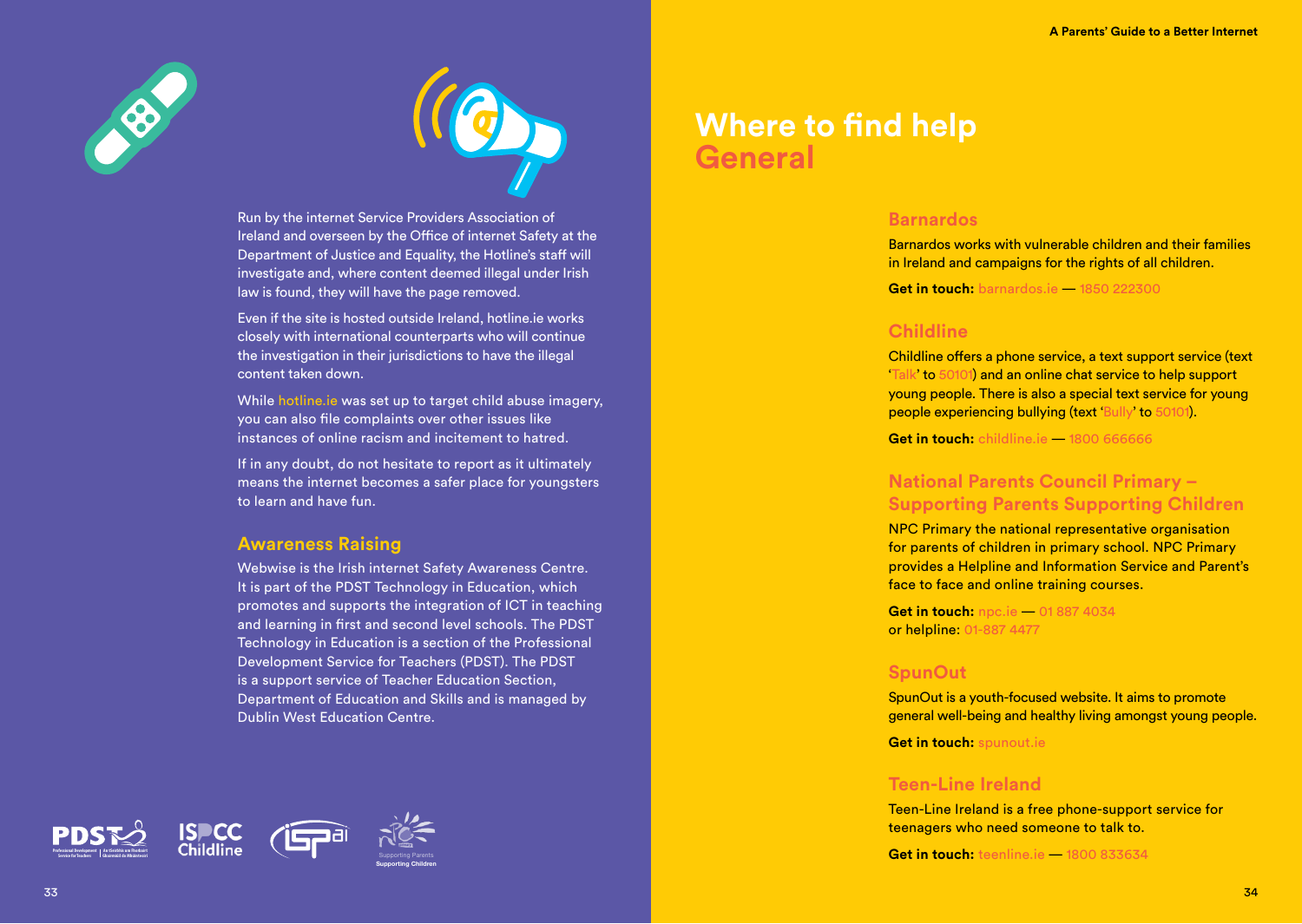Run by the internet Service Providers Association of Ireland and overseen by the Office of internet Safety at the Department of Justice and Equality, the Hotline's staff will investigate and, where content deemed illegal under Irish law is found, they will have the page removed.

Even if the site is hosted outside Ireland, hotline.ie works closely with international counterparts who will continue the investigation in their jurisdictions to have the illegal content taken down.

While hotline.ie was set up to target child abuse imagery, you can also file complaints over other issues like instances of online racism and incitement to hatred.

If in any doubt, do not hesitate to report as it ultimately means the internet becomes a safer place for youngsters to learn and have fun.

### Awareness Raising

Webwise is the Irish internet Safety Awareness Centre. It is part of the PDST Technology in Education, which promotes and supports the integration of ICT in teaching and learning in first and second level schools. The PDST Technology in Education is a section of the Professional Development Service for Teachers (PDST). The PDST is a support service of Teacher Education Section, Department of Education and Skills and is managed by Dublin West Education Centre.

# Where to find help
## General

### Barnardos

Barnardos works with vulnerable children and their families in Ireland and campaigns for the rights of all children.

**Get in touch:** barnardos.ie — 1850 222300

### Childline

Childline offers a phone service, a text support service (text 'Talk' to 50101) and an online chat service to help support young people. There is also a special text service for young people experiencing bullying (text 'Bully' to 50101).

**Get in touch:** childline.ie — 1800 666666

### National Parents Council Primary – Supporting Parents Supporting Children

NPC Primary the national representative organisation for parents of children in primary school. NPC Primary provides a Helpline and Information Service and Parent's face to face and online training courses.

**Get in touch:** npc.ie — 01 887 4034
or helpline: 01-887 4477

### SpunOut

SpunOut is a youth-focused website. It aims to promote general well-being and healthy living amongst young people.

**Get in touch:** spunout.ie

### Teen-Line Ireland

Teen-Line Ireland is a free phone-support service for teenagers who need someone to talk to.

**Get in touch:** teenline.ie — 1800 833634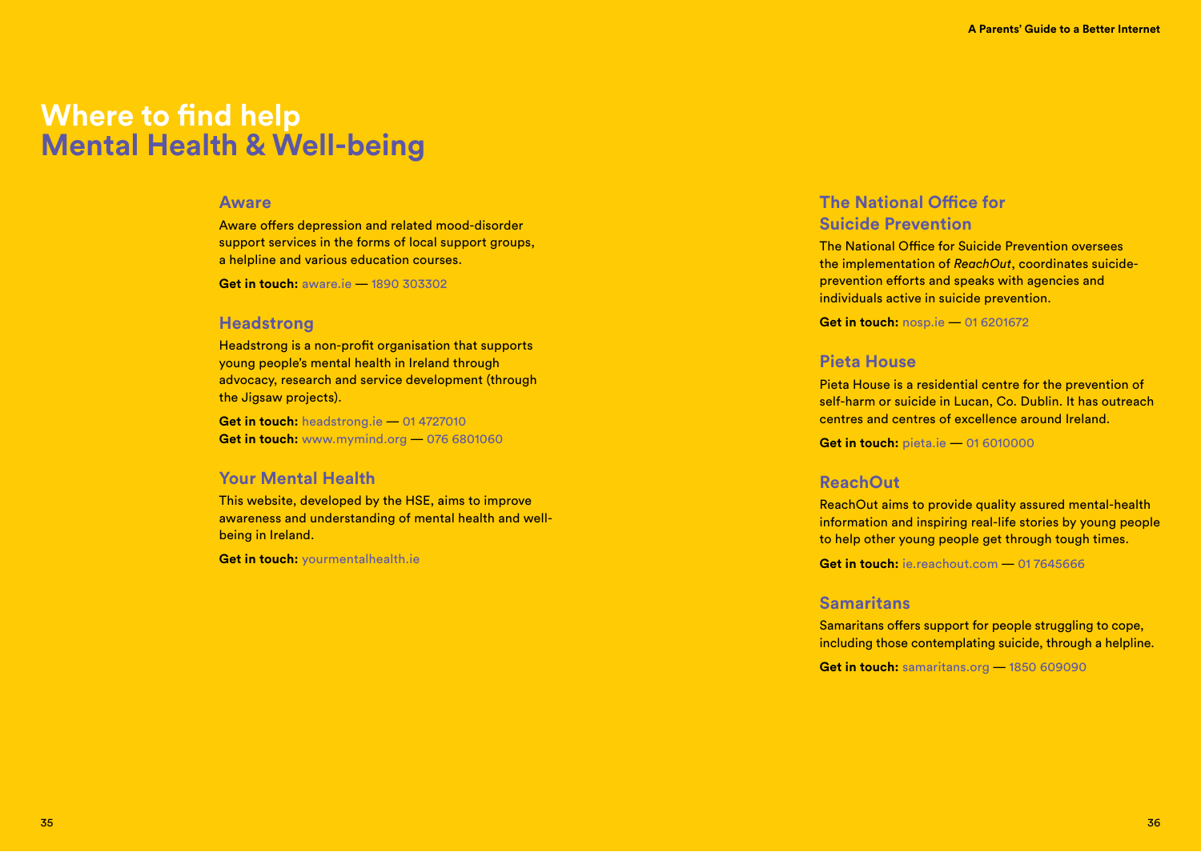# Where to find help
## Mental Health & Well-being

### Aware

Aware offers depression and related mood-disorder support services in the forms of local support groups, a helpline and various education courses.

**Get in touch:** aware.ie — 1890 303302

### Headstrong

Headstrong is a non-profit organisation that supports young people's mental health in Ireland through advocacy, research and service development (through the Jigsaw projects).

**Get in touch:** headstrong.ie — 01 4727010
**Get in touch:** www.mymind.org — 076 6801060

### Your Mental Health

This website, developed by the HSE, aims to improve awareness and understanding of mental health and well-being in Ireland.

**Get in touch:** yourmentalhealth.ie

### The National Office for Suicide Prevention

The National Office for Suicide Prevention oversees the implementation of *ReachOut*, coordinates suicide-prevention efforts and speaks with agencies and individuals active in suicide prevention.

**Get in touch:** nosp.ie — 01 6201672

### Pieta House

Pieta House is a residential centre for the prevention of self-harm or suicide in Lucan, Co. Dublin. It has outreach centres and centres of excellence around Ireland.

**Get in touch:** pieta.ie — 01 6010000

### ReachOut

ReachOut aims to provide quality assured mental-health information and inspiring real-life stories by young people to help other young people get through tough times.

**Get in touch:** ie.reachout.com — 01 7645666

### Samaritans

Samaritans offers support for people struggling to cope, including those contemplating suicide, through a helpline.

**Get in touch:** samaritans.org — 1850 609090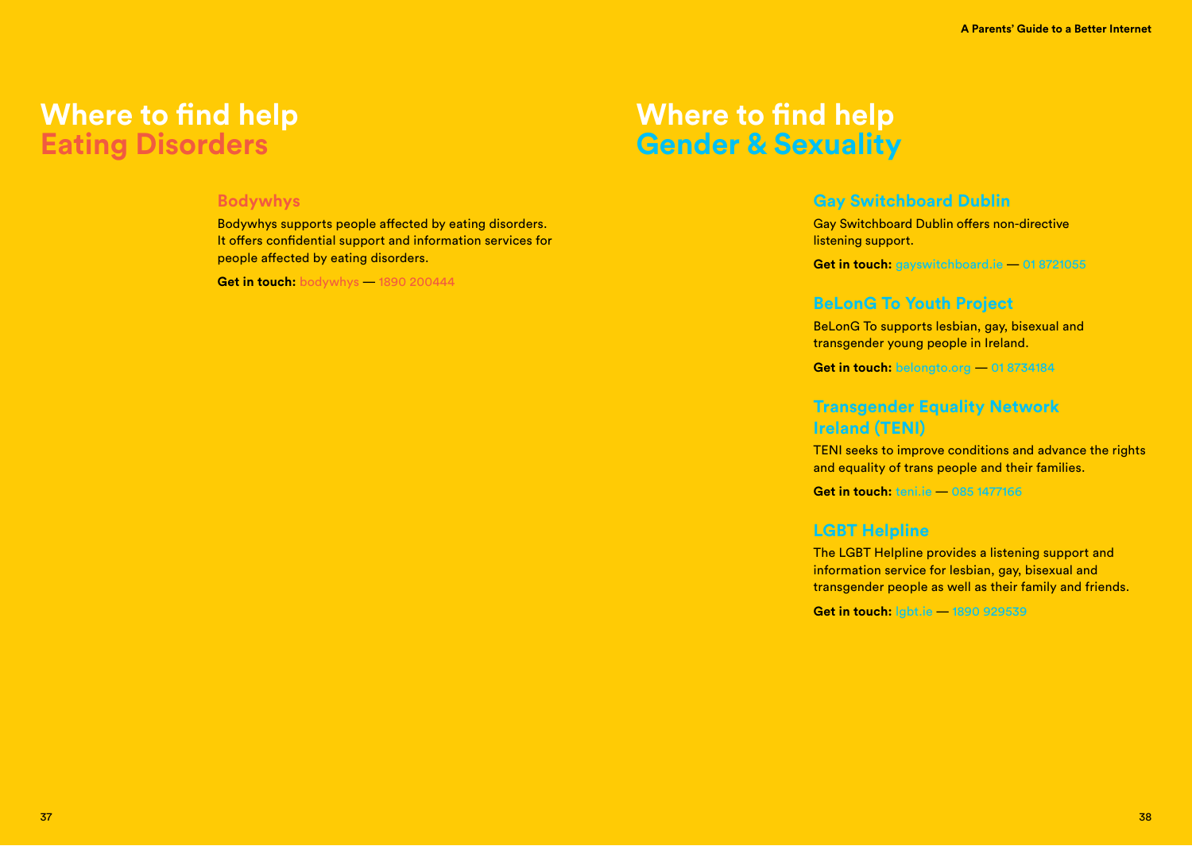# Where to find help
## Eating Disorders

### Bodywhys

Bodywhys supports people affected by eating disorders. It offers confidential support and information services for people affected by eating disorders.

**Get in touch:** bodywhys — 1890 200444

# Where to find help
## Gender & Sexuality

### Gay Switchboard Dublin

Gay Switchboard Dublin offers non-directive listening support.

**Get in touch:** gayswitchboard.ie — 01 8721055

### BeLonG To Youth Project

BeLonG To supports lesbian, gay, bisexual and transgender young people in Ireland.

**Get in touch:** belongto.org — 01 8734184

### Transgender Equality Network Ireland (TENI)

TENI seeks to improve conditions and advance the rights and equality of trans people and their families.

**Get in touch:** teni.ie — 085 1477166

### LGBT Helpline

The LGBT Helpline provides a listening support and information service for lesbian, gay, bisexual and transgender people as well as their family and friends.

**Get in touch:** lgbt.ie — 1890 929539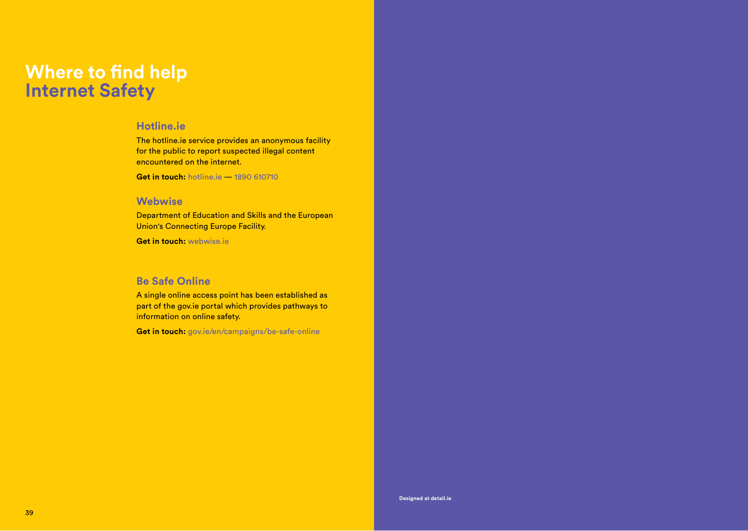# Where to find help
## Internet Safety

### Hotline.ie

The hotline.ie service provides an anonymous facility for the public to report suspected illegal content encountered on the internet.

**Get in touch:** hotline.ie — 1890 610710

### Webwise

Department of Education and Skills and the European Union's Connecting Europe Facility.

**Get in touch:** webwise.ie

### Be Safe Online

A single online access point has been established as part of the gov.ie portal which provides pathways to information on online safety.

**Get in touch:** gov.ie/en/campaigns/be-safe-online

**Designed at detail.ie**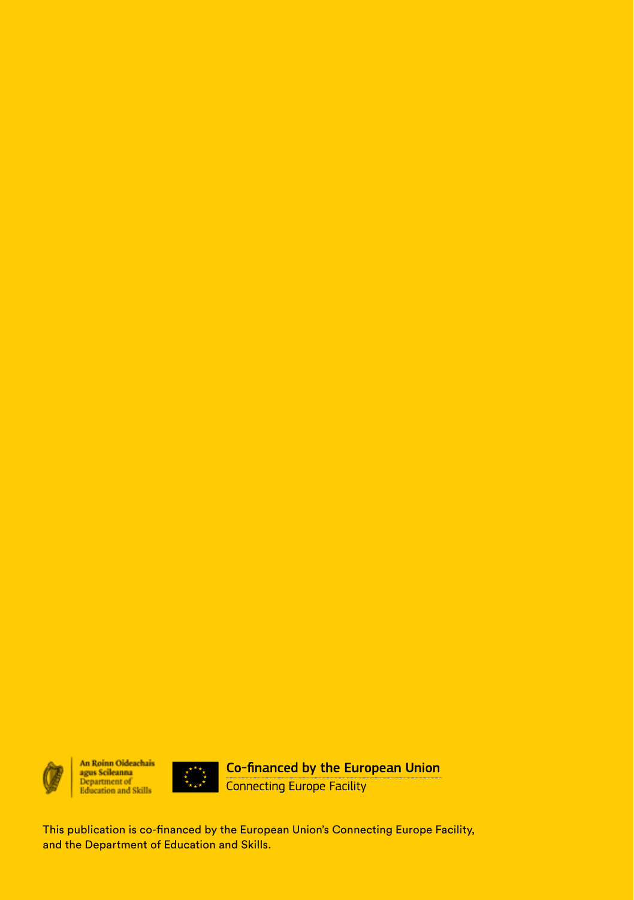An Roinn Oideachais agus Scileanna
Department of Education and Skills

Co-financed by the European Union
Connecting Europe Facility

This publication is co-financed by the European Union's Connecting Europe Facility, and the Department of Education and Skills.